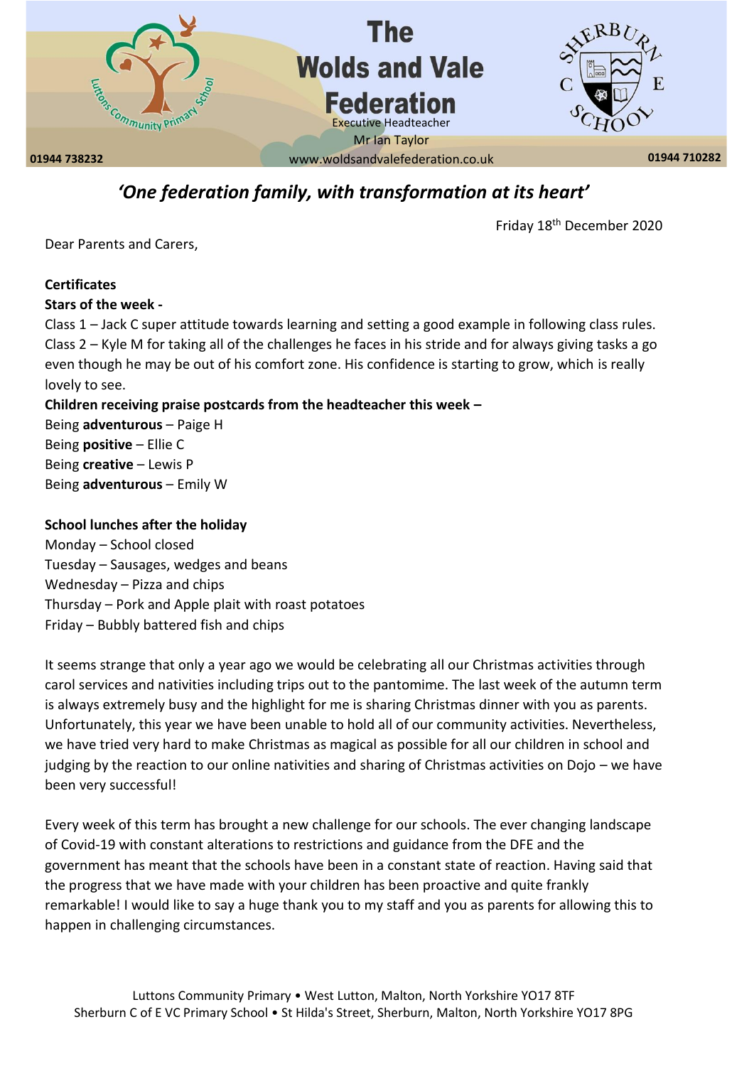# The Wolds and Vale Federation

Executive Headteacher
Mr Ian Taylor

01944 738232 www.woldsandvalefederation.co.uk 01944 710282

*'One federation family, with transformation at its heart'*

Friday 18th December 2020

Dear Parents and Carers,

**Certificates**

**Stars of the week -**

Class 1 – Jack C super attitude towards learning and setting a good example in following class rules.

Class 2 – Kyle M for taking all of the challenges he faces in his stride and for always giving tasks a go even though he may be out of his comfort zone. His confidence is starting to grow, which is really lovely to see.

**Children receiving praise postcards from the headteacher this week –**

Being **adventurous** – Paige H
Being **positive** – Ellie C
Being **creative** – Lewis P
Being **adventurous** – Emily W

**School lunches after the holiday**

Monday – School closed
Tuesday – Sausages, wedges and beans
Wednesday – Pizza and chips
Thursday – Pork and Apple plait with roast potatoes
Friday – Bubbly battered fish and chips

It seems strange that only a year ago we would be celebrating all our Christmas activities through carol services and nativities including trips out to the pantomime. The last week of the autumn term is always extremely busy and the highlight for me is sharing Christmas dinner with you as parents. Unfortunately, this year we have been unable to hold all of our community activities. Nevertheless, we have tried very hard to make Christmas as magical as possible for all our children in school and judging by the reaction to our online nativities and sharing of Christmas activities on Dojo – we have been very successful!

Every week of this term has brought a new challenge for our schools. The ever changing landscape of Covid-19 with constant alterations to restrictions and guidance from the DFE and the government has meant that the schools have been in a constant state of reaction. Having said that the progress that we have made with your children has been proactive and quite frankly remarkable! I would like to say a huge thank you to my staff and you as parents for allowing this to happen in challenging circumstances.

Luttons Community Primary • West Lutton, Malton, North Yorkshire YO17 8TF
Sherburn C of E VC Primary School • St Hilda's Street, Sherburn, Malton, North Yorkshire YO17 8PG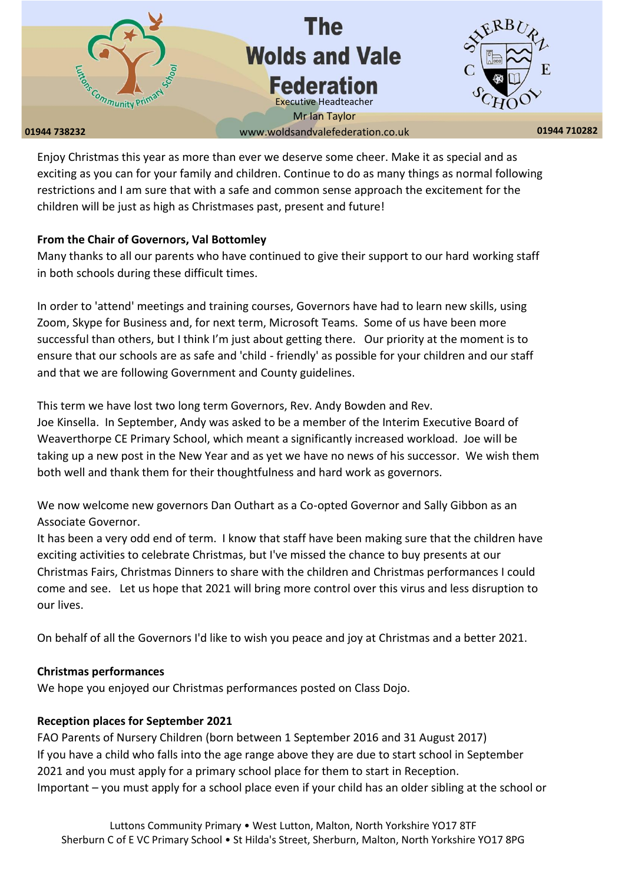Enjoy Christmas this year as more than ever we deserve some cheer. Make it as special and as exciting as you can for your family and children. Continue to do as many things as normal following restrictions and I am sure that with a safe and common sense approach the excitement for the children will be just as high as Christmases past, present and future!

**From the Chair of Governors, Val Bottomley**

Many thanks to all our parents who have continued to give their support to our hard working staff in both schools during these difficult times.

In order to 'attend' meetings and training courses, Governors have had to learn new skills, using Zoom, Skype for Business and, for next term, Microsoft Teams. Some of us have been more successful than others, but I think I'm just about getting there. Our priority at the moment is to ensure that our schools are as safe and 'child - friendly' as possible for your children and our staff and that we are following Government and County guidelines.

This term we have lost two long term Governors, Rev. Andy Bowden and Rev. Joe Kinsella. In September, Andy was asked to be a member of the Interim Executive Board of Weaverthorpe CE Primary School, which meant a significantly increased workload. Joe will be taking up a new post in the New Year and as yet we have no news of his successor. We wish them both well and thank them for their thoughtfulness and hard work as governors.

We now welcome new governors Dan Outhart as a Co-opted Governor and Sally Gibbon as an Associate Governor.

It has been a very odd end of term. I know that staff have been making sure that the children have exciting activities to celebrate Christmas, but I've missed the chance to buy presents at our Christmas Fairs, Christmas Dinners to share with the children and Christmas performances I could come and see. Let us hope that 2021 will bring more control over this virus and less disruption to our lives.

On behalf of all the Governors I'd like to wish you peace and joy at Christmas and a better 2021.

**Christmas performances**

We hope you enjoyed our Christmas performances posted on Class Dojo.

**Reception places for September 2021**

FAO Parents of Nursery Children (born between 1 September 2016 and 31 August 2017)

If you have a child who falls into the age range above they are due to start school in September 2021 and you must apply for a primary school place for them to start in Reception.

Important – you must apply for a school place even if your child has an older sibling at the school or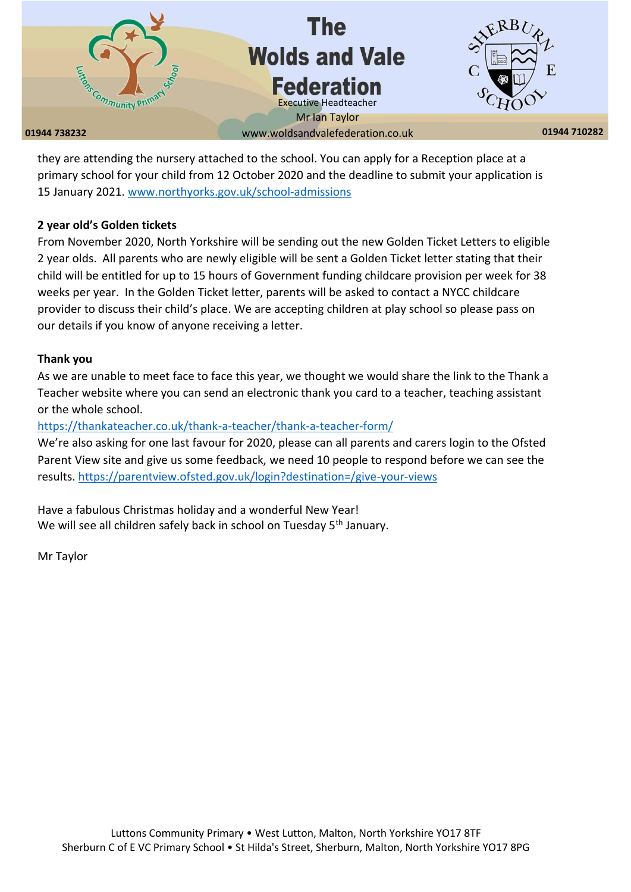they are attending the nursery attached to the school. You can apply for a Reception place at a primary school for your child from 12 October 2020 and the deadline to submit your application is 15 January 2021. www.northyorks.gov.uk/school-admissions

**2 year old's Golden tickets**

From November 2020, North Yorkshire will be sending out the new Golden Ticket Letters to eligible 2 year olds. All parents who are newly eligible will be sent a Golden Ticket letter stating that their child will be entitled for up to 15 hours of Government funding childcare provision per week for 38 weeks per year. In the Golden Ticket letter, parents will be asked to contact a NYCC childcare provider to discuss their child's place. We are accepting children at play school so please pass on our details if you know of anyone receiving a letter.

**Thank you**

As we are unable to meet face to face this year, we thought we would share the link to the Thank a Teacher website where you can send an electronic thank you card to a teacher, teaching assistant or the whole school.
https://thankateacher.co.uk/thank-a-teacher/thank-a-teacher-form/
We're also asking for one last favour for 2020, please can all parents and carers login to the Ofsted Parent View site and give us some feedback, we need 10 people to respond before we can see the results. https://parentview.ofsted.gov.uk/login?destination=/give-your-views

Have a fabulous Christmas holiday and a wonderful New Year!
We will see all children safely back in school on Tuesday 5th January.

Mr Taylor